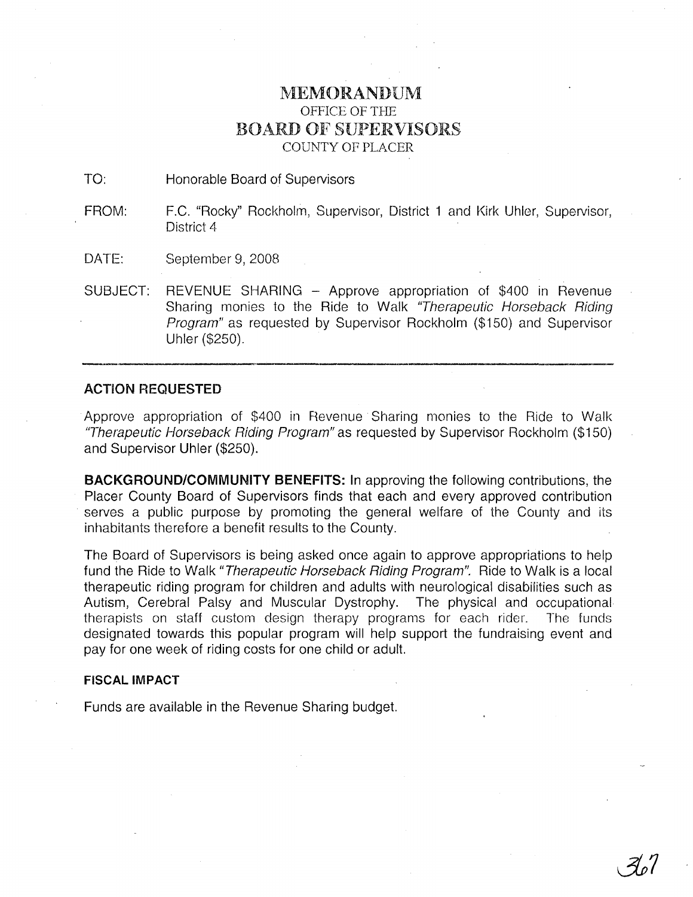# MEMORANDUM
## OFFICE OF THE
## BOARD OF SUPERVISORS
### COUNTY OF PLACER

TO: Honorable Board of Supervisors

FROM: F.C. "Rocky" Rockholm, Supervisor, District 1 and Kirk Uhler, Supervisor, District 4

DATE: September 9, 2008

SUBJECT: REVENUE SHARING – Approve appropriation of $400 in Revenue Sharing monies to the Ride to Walk *"Therapeutic Horseback Riding Program"* as requested by Supervisor Rockholm ($150) and Supervisor Uhler ($250).

---

**ACTION REQUESTED**

Approve appropriation of $400 in Revenue Sharing monies to the Ride to Walk *"Therapeutic Horseback Riding Program"* as requested by Supervisor Rockholm ($150) and Supervisor Uhler ($250).

**BACKGROUND/COMMUNITY BENEFITS:** In approving the following contributions, the Placer County Board of Supervisors finds that each and every approved contribution serves a public purpose by promoting the general welfare of the County and its inhabitants therefore a benefit results to the County.

The Board of Supervisors is being asked once again to approve appropriations to help fund the Ride to Walk *"Therapeutic Horseback Riding Program".* Ride to Walk is a local therapeutic riding program for children and adults with neurological disabilities such as Autism, Cerebral Palsy and Muscular Dystrophy. The physical and occupational therapists on staff custom design therapy programs for each rider. The funds designated towards this popular program will help support the fundraising event and pay for one week of riding costs for one child or adult.

**FISCAL IMPACT**

Funds are available in the Revenue Sharing budget.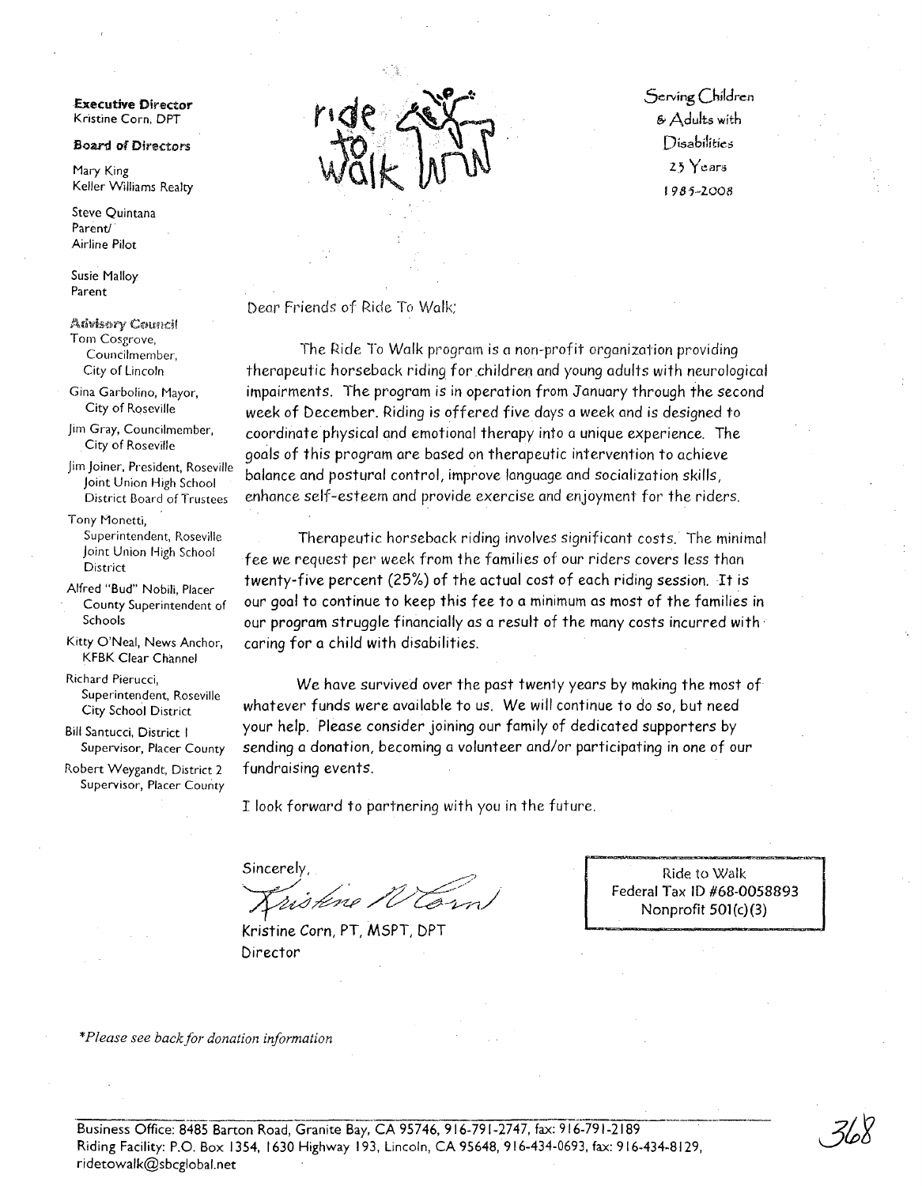**Executive Director**
Kristine Corn, DPT

**Board of Directors**

Mary King
Keller Williams Realty

Steve Quintana
Parent/
Airline Pilot

Susie Malloy
Parent

**Advisory Council**

Tom Cosgrove, Councilmember, City of Lincoln

Gina Garbolino, Mayor, City of Roseville

Jim Gray, Councilmember, City of Roseville

Jim Joiner, President, Roseville Joint Union High School District Board of Trustees

Tony Monetti, Superintendent, Roseville Joint Union High School District

Alfred "Bud" Nobili, Placer County Superintendent of Schools

Kitty O'Neal, News Anchor, KFBK Clear Channel

Richard Pierucci, Superintendent, Roseville City School District

Bill Santucci, District 1 Supervisor, Placer County

Robert Weygandt, District 2 Supervisor, Placer County

ride to walk

Serving Children & Adults with Disabilities
25 Years
1985-2008

Dear Friends of Ride To Walk;

The Ride To Walk program is a non-profit organization providing therapeutic horseback riding for children and young adults with neurological impairments. The program is in operation from January through the second week of December. Riding is offered five days a week and is designed to coordinate physical and emotional therapy into a unique experience. The goals of this program are based on therapeutic intervention to achieve balance and postural control, improve language and socialization skills, enhance self-esteem and provide exercise and enjoyment for the riders.

Therapeutic horseback riding involves significant costs. The minimal fee we request per week from the families of our riders covers less than twenty-five percent (25%) of the actual cost of each riding session. It is our goal to continue to keep this fee to a minimum as most of the families in our program struggle financially as a result of the many costs incurred with caring for a child with disabilities.

We have survived over the past twenty years by making the most of whatever funds were available to us. We will continue to do so, but need your help. Please consider joining our family of dedicated supporters by sending a donation, becoming a volunteer and/or participating in one of our fundraising events.

I look forward to partnering with you in the future.

Sincerely,

Kristine R Corn

Kristine Corn, PT, MSPT, DPT
Director

Ride to Walk
Federal Tax ID #68-0058893
Nonprofit 501(c)(3)

*\*Please see back for donation information*

Business Office: 8485 Barton Road, Granite Bay, CA 95746, 916-791-2747, fax: 916-791-2189
Riding Facility: P.O. Box 1354, 1630 Highway 193, Lincoln, CA 95648, 916-434-0693, fax: 916-434-8129,
ridetowalk@sbcglobal.net